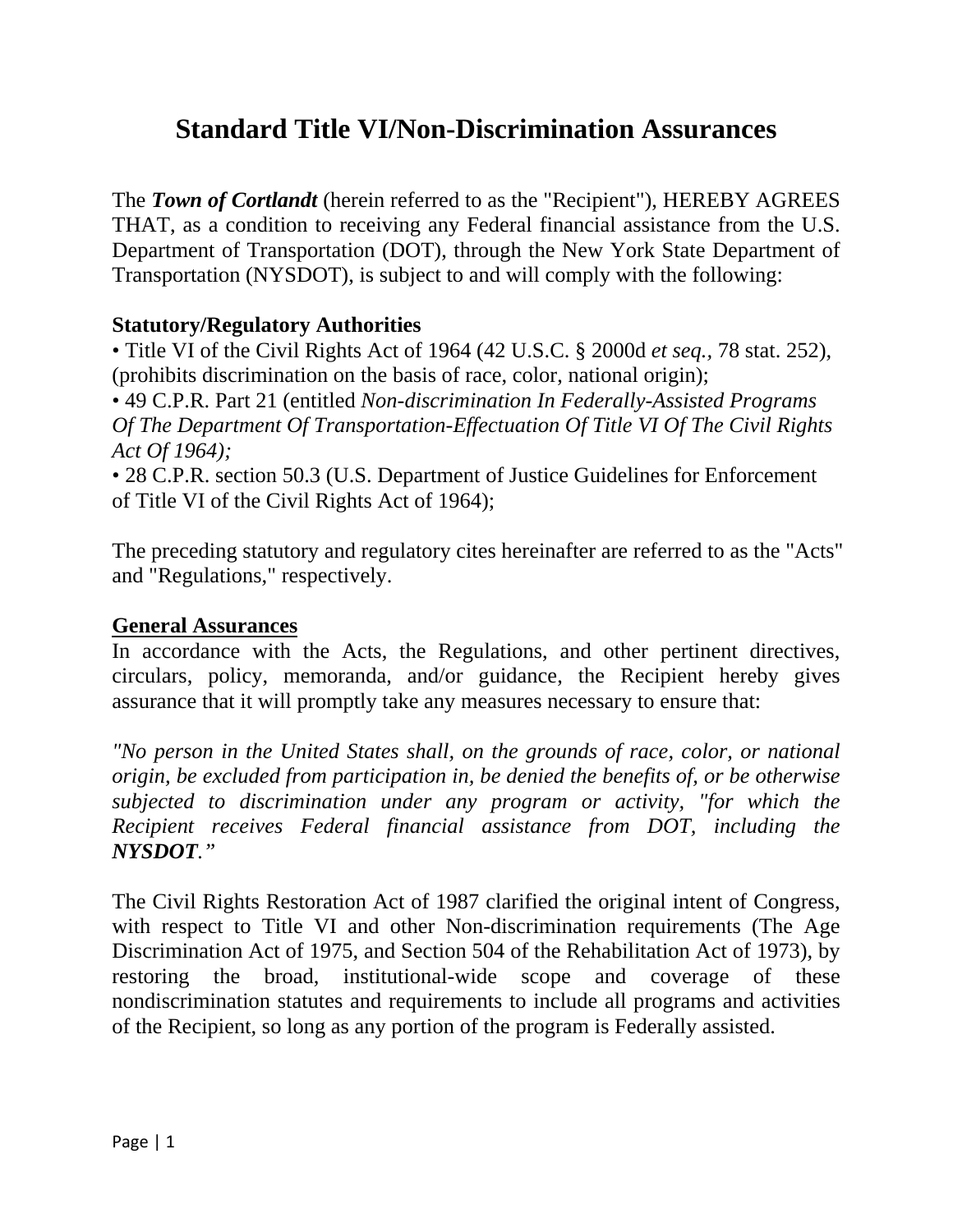# Standard Title VI/Non-Discrimination Assurances

The ***Town of Cortlandt*** (herein referred to as the "Recipient"), HEREBY AGREES THAT, as a condition to receiving any Federal financial assistance from the U.S. Department of Transportation (DOT), through the New York State Department of Transportation (NYSDOT), is subject to and will comply with the following:

**Statutory/Regulatory Authorities**

• Title VI of the Civil Rights Act of 1964 (42 U.S.C. § 2000d *et seq.,* 78 stat. 252), (prohibits discrimination on the basis of race, color, national origin);

• 49 C.P.R. Part 21 (entitled *Non-discrimination In Federally-Assisted Programs Of The Department Of Transportation-Effectuation Of Title VI Of The Civil Rights Act Of 1964);*

• 28 C.P.R. section 50.3 (U.S. Department of Justice Guidelines for Enforcement of Title VI of the Civil Rights Act of 1964);

The preceding statutory and regulatory cites hereinafter are referred to as the "Acts" and "Regulations," respectively.

**General Assurances**

In accordance with the Acts, the Regulations, and other pertinent directives, circulars, policy, memoranda, and/or guidance, the Recipient hereby gives assurance that it will promptly take any measures necessary to ensure that:

*"No person in the United States shall, on the grounds of race, color, or national origin, be excluded from participation in, be denied the benefits of, or be otherwise subjected to discrimination under any program or activity, "for which the Recipient receives Federal financial assistance from DOT, including the **NYSDOT**."*

The Civil Rights Restoration Act of 1987 clarified the original intent of Congress, with respect to Title VI and other Non-discrimination requirements (The Age Discrimination Act of 1975, and Section 504 of the Rehabilitation Act of 1973), by restoring the broad, institutional-wide scope and coverage of these nondiscrimination statutes and requirements to include all programs and activities of the Recipient, so long as any portion of the program is Federally assisted.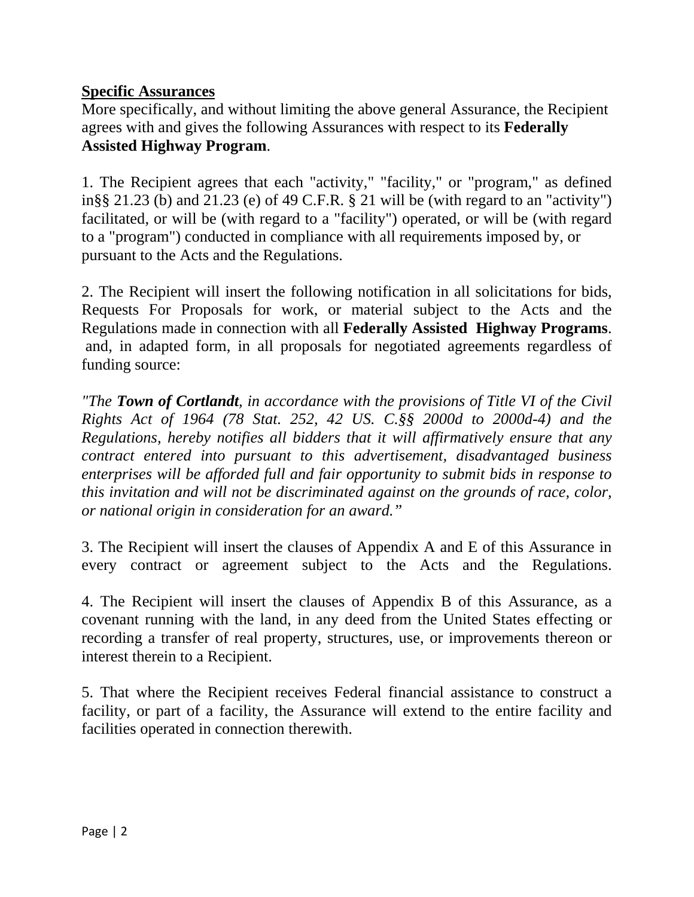**<u>Specific Assurances</u>**
More specifically, and without limiting the above general Assurance, the Recipient agrees with and gives the following Assurances with respect to its **Federally Assisted Highway Program**.

1. The Recipient agrees that each "activity," "facility," or "program," as defined in§§ 21.23 (b) and 21.23 (e) of 49 C.F.R. § 21 will be (with regard to an "activity") facilitated, or will be (with regard to a "facility") operated, or will be (with regard to a "program") conducted in compliance with all requirements imposed by, or pursuant to the Acts and the Regulations.

2. The Recipient will insert the following notification in all solicitations for bids, Requests For Proposals for work, or material subject to the Acts and the Regulations made in connection with all **Federally Assisted Highway Programs**. and, in adapted form, in all proposals for negotiated agreements regardless of funding source:

*"The **Town of Cortlandt**, in accordance with the provisions of Title VI of the Civil Rights Act of 1964 (78 Stat. 252, 42 US. C.§§ 2000d to 2000d-4) and the Regulations, hereby notifies all bidders that it will affirmatively ensure that any contract entered into pursuant to this advertisement, disadvantaged business enterprises will be afforded full and fair opportunity to submit bids in response to this invitation and will not be discriminated against on the grounds of race, color, or national origin in consideration for an award."*

3. The Recipient will insert the clauses of Appendix A and E of this Assurance in every contract or agreement subject to the Acts and the Regulations.

4. The Recipient will insert the clauses of Appendix B of this Assurance, as a covenant running with the land, in any deed from the United States effecting or recording a transfer of real property, structures, use, or improvements thereon or interest therein to a Recipient.

5. That where the Recipient receives Federal financial assistance to construct a facility, or part of a facility, the Assurance will extend to the entire facility and facilities operated in connection therewith.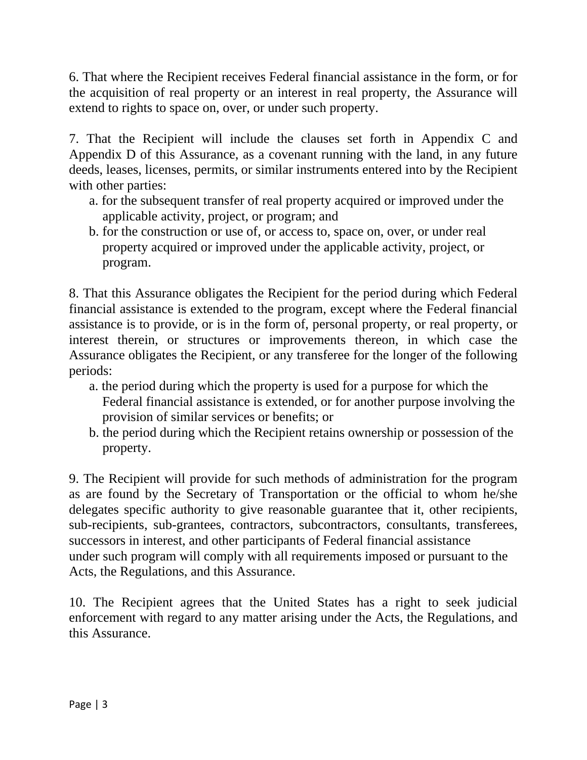6. That where the Recipient receives Federal financial assistance in the form, or for the acquisition of real property or an interest in real property, the Assurance will extend to rights to space on, over, or under such property.

7. That the Recipient will include the clauses set forth in Appendix C and Appendix D of this Assurance, as a covenant running with the land, in any future deeds, leases, licenses, permits, or similar instruments entered into by the Recipient with other parties:

   a. for the subsequent transfer of real property acquired or improved under the applicable activity, project, or program; and
   b. for the construction or use of, or access to, space on, over, or under real property acquired or improved under the applicable activity, project, or program.

8. That this Assurance obligates the Recipient for the period during which Federal financial assistance is extended to the program, except where the Federal financial assistance is to provide, or is in the form of, personal property, or real property, or interest therein, or structures or improvements thereon, in which case the Assurance obligates the Recipient, or any transferee for the longer of the following periods:

   a. the period during which the property is used for a purpose for which the Federal financial assistance is extended, or for another purpose involving the provision of similar services or benefits; or
   b. the period during which the Recipient retains ownership or possession of the property.

9. The Recipient will provide for such methods of administration for the program as are found by the Secretary of Transportation or the official to whom he/she delegates specific authority to give reasonable guarantee that it, other recipients, sub-recipients, sub-grantees, contractors, subcontractors, consultants, transferees, successors in interest, and other participants of Federal financial assistance under such program will comply with all requirements imposed or pursuant to the Acts, the Regulations, and this Assurance.

10. The Recipient agrees that the United States has a right to seek judicial enforcement with regard to any matter arising under the Acts, the Regulations, and this Assurance.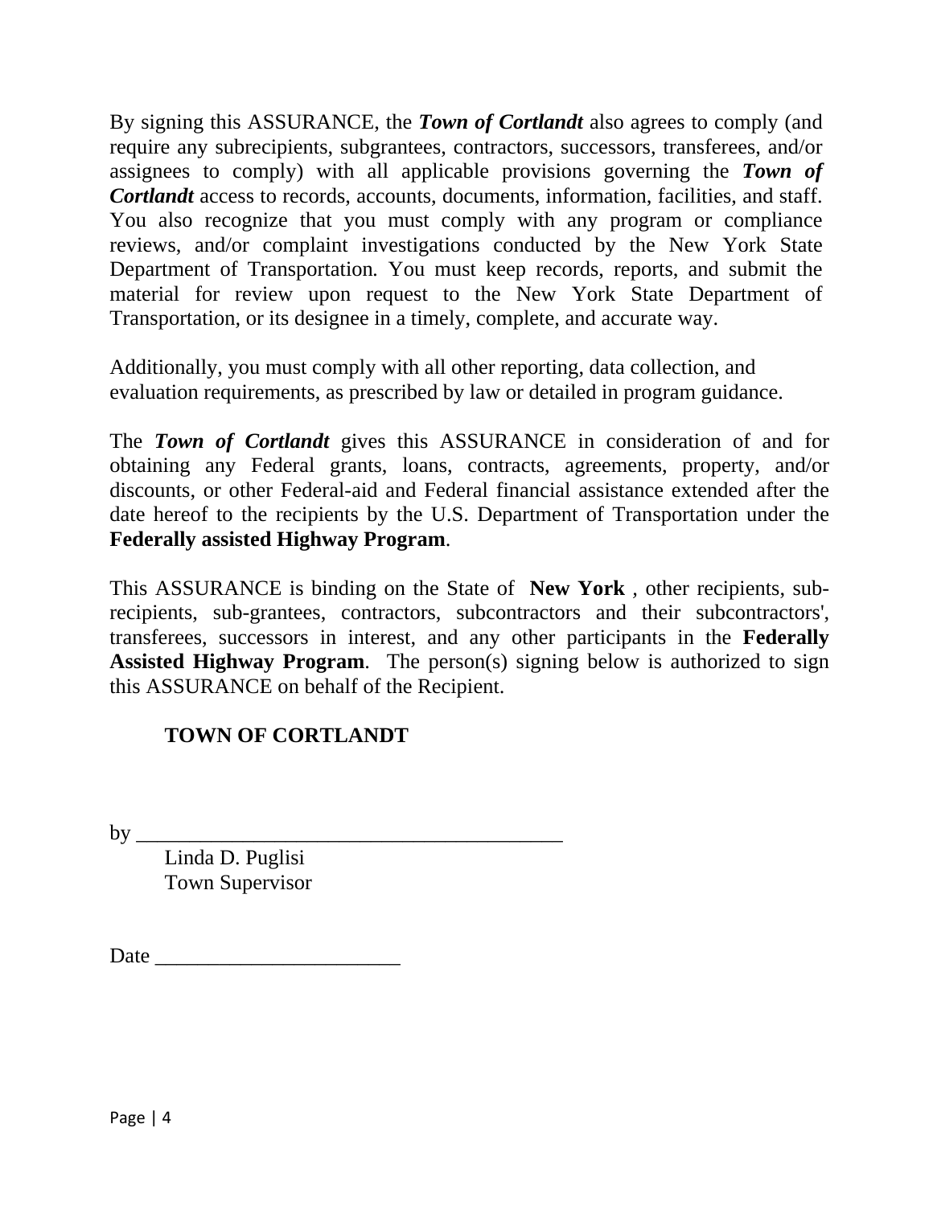By signing this ASSURANCE, the ***Town of Cortlandt*** also agrees to comply (and require any subrecipients, subgrantees, contractors, successors, transferees, and/or assignees to comply) with all applicable provisions governing the ***Town of Cortlandt*** access to records, accounts, documents, information, facilities, and staff. You also recognize that you must comply with any program or compliance reviews, and/or complaint investigations conducted by the New York State Department of Transportation. You must keep records, reports, and submit the material for review upon request to the New York State Department of Transportation, or its designee in a timely, complete, and accurate way.

Additionally, you must comply with all other reporting, data collection, and evaluation requirements, as prescribed by law or detailed in program guidance.

The ***Town of Cortlandt*** gives this ASSURANCE in consideration of and for obtaining any Federal grants, loans, contracts, agreements, property, and/or discounts, or other Federal-aid and Federal financial assistance extended after the date hereof to the recipients by the U.S. Department of Transportation under the **Federally assisted Highway Program**.

This ASSURANCE is binding on the State of **New York** , other recipients, sub-recipients, sub-grantees, contractors, subcontractors and their subcontractors', transferees, successors in interest, and any other participants in the **Federally Assisted Highway Program**. The person(s) signing below is authorized to sign this ASSURANCE on behalf of the Recipient.

**TOWN OF CORTLANDT**

by ________________________________________

Linda D. Puglisi
Town Supervisor

Date _______________________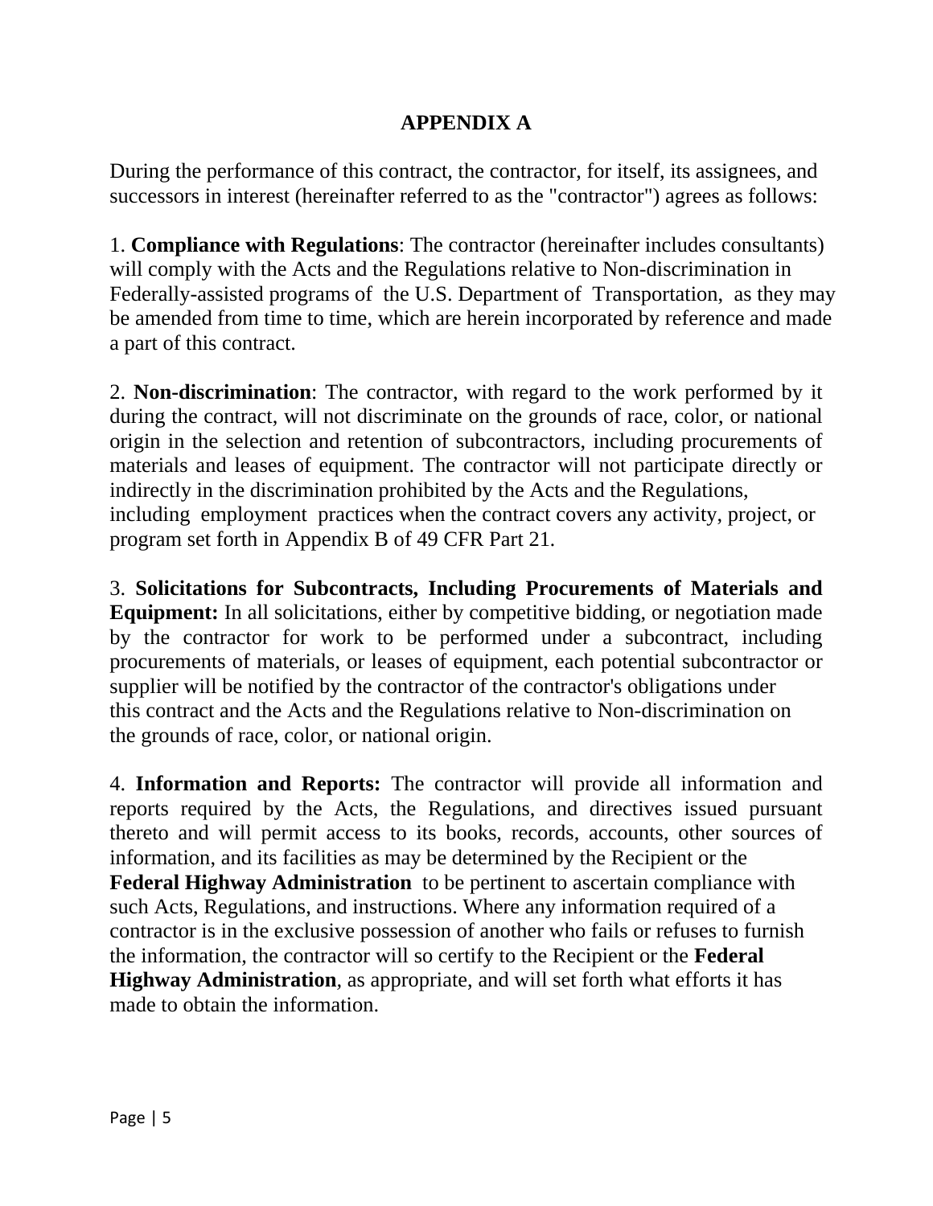# APPENDIX A

During the performance of this contract, the contractor, for itself, its assignees, and successors in interest (hereinafter referred to as the "contractor") agrees as follows:

1. **Compliance with Regulations**: The contractor (hereinafter includes consultants) will comply with the Acts and the Regulations relative to Non-discrimination in Federally-assisted programs of the U.S. Department of Transportation, as they may be amended from time to time, which are herein incorporated by reference and made a part of this contract.

2. **Non-discrimination**: The contractor, with regard to the work performed by it during the contract, will not discriminate on the grounds of race, color, or national origin in the selection and retention of subcontractors, including procurements of materials and leases of equipment. The contractor will not participate directly or indirectly in the discrimination prohibited by the Acts and the Regulations, including employment practices when the contract covers any activity, project, or program set forth in Appendix B of 49 CFR Part 21.

3. **Solicitations for Subcontracts, Including Procurements of Materials and Equipment:** In all solicitations, either by competitive bidding, or negotiation made by the contractor for work to be performed under a subcontract, including procurements of materials, or leases of equipment, each potential subcontractor or supplier will be notified by the contractor of the contractor's obligations under this contract and the Acts and the Regulations relative to Non-discrimination on the grounds of race, color, or national origin.

4. **Information and Reports:** The contractor will provide all information and reports required by the Acts, the Regulations, and directives issued pursuant thereto and will permit access to its books, records, accounts, other sources of information, and its facilities as may be determined by the Recipient or the **Federal Highway Administration** to be pertinent to ascertain compliance with such Acts, Regulations, and instructions. Where any information required of a contractor is in the exclusive possession of another who fails or refuses to furnish the information, the contractor will so certify to the Recipient or the **Federal Highway Administration**, as appropriate, and will set forth what efforts it has made to obtain the information.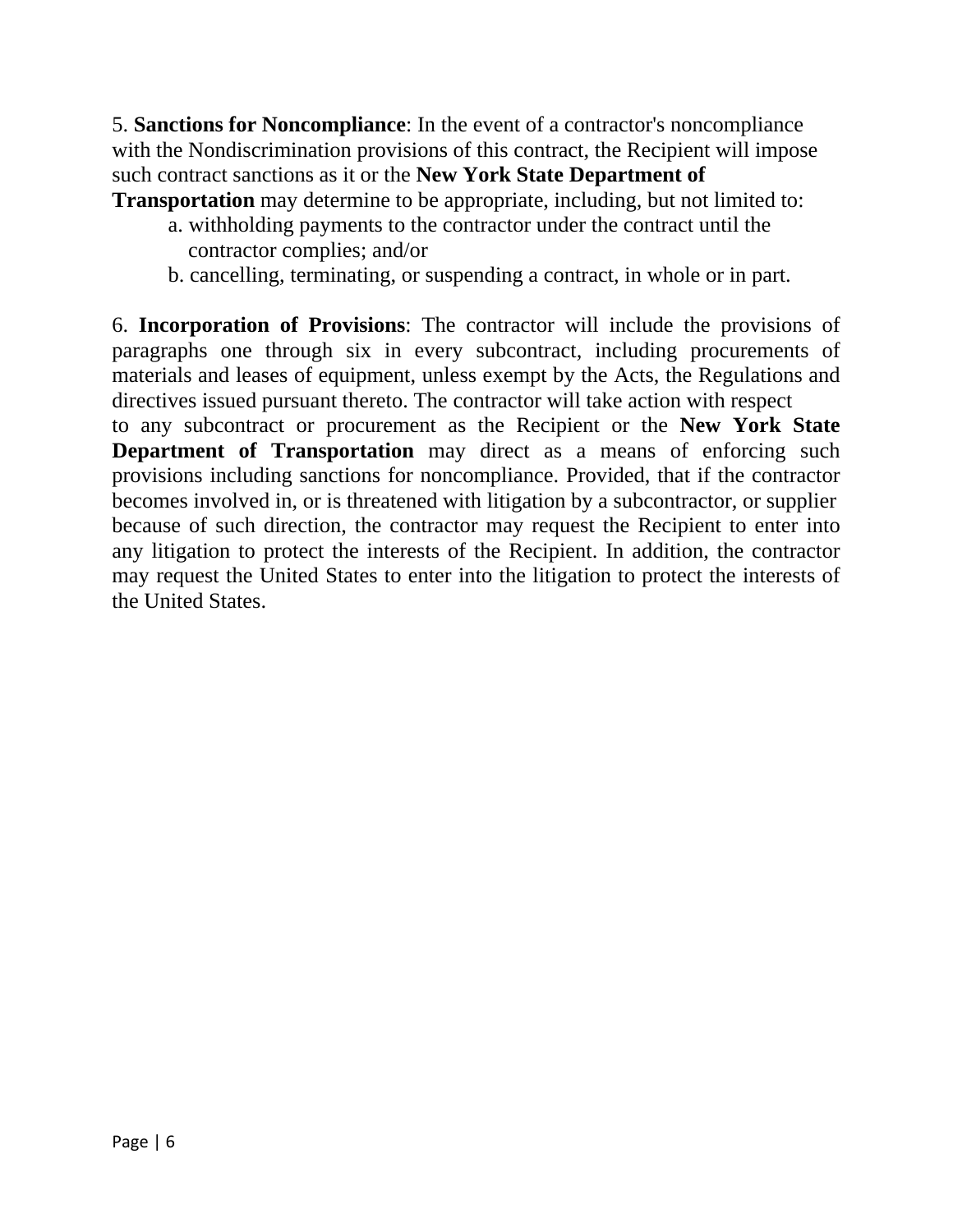5. **Sanctions for Noncompliance**: In the event of a contractor's noncompliance with the Nondiscrimination provisions of this contract, the Recipient will impose such contract sanctions as it or the **New York State Department of Transportation** may determine to be appropriate, including, but not limited to:

   a. withholding payments to the contractor under the contract until the contractor complies; and/or

   b. cancelling, terminating, or suspending a contract, in whole or in part.

6. **Incorporation of Provisions**: The contractor will include the provisions of paragraphs one through six in every subcontract, including procurements of materials and leases of equipment, unless exempt by the Acts, the Regulations and directives issued pursuant thereto. The contractor will take action with respect to any subcontract or procurement as the Recipient or the **New York State Department of Transportation** may direct as a means of enforcing such provisions including sanctions for noncompliance. Provided, that if the contractor becomes involved in, or is threatened with litigation by a subcontractor, or supplier because of such direction, the contractor may request the Recipient to enter into any litigation to protect the interests of the Recipient. In addition, the contractor may request the United States to enter into the litigation to protect the interests of the United States.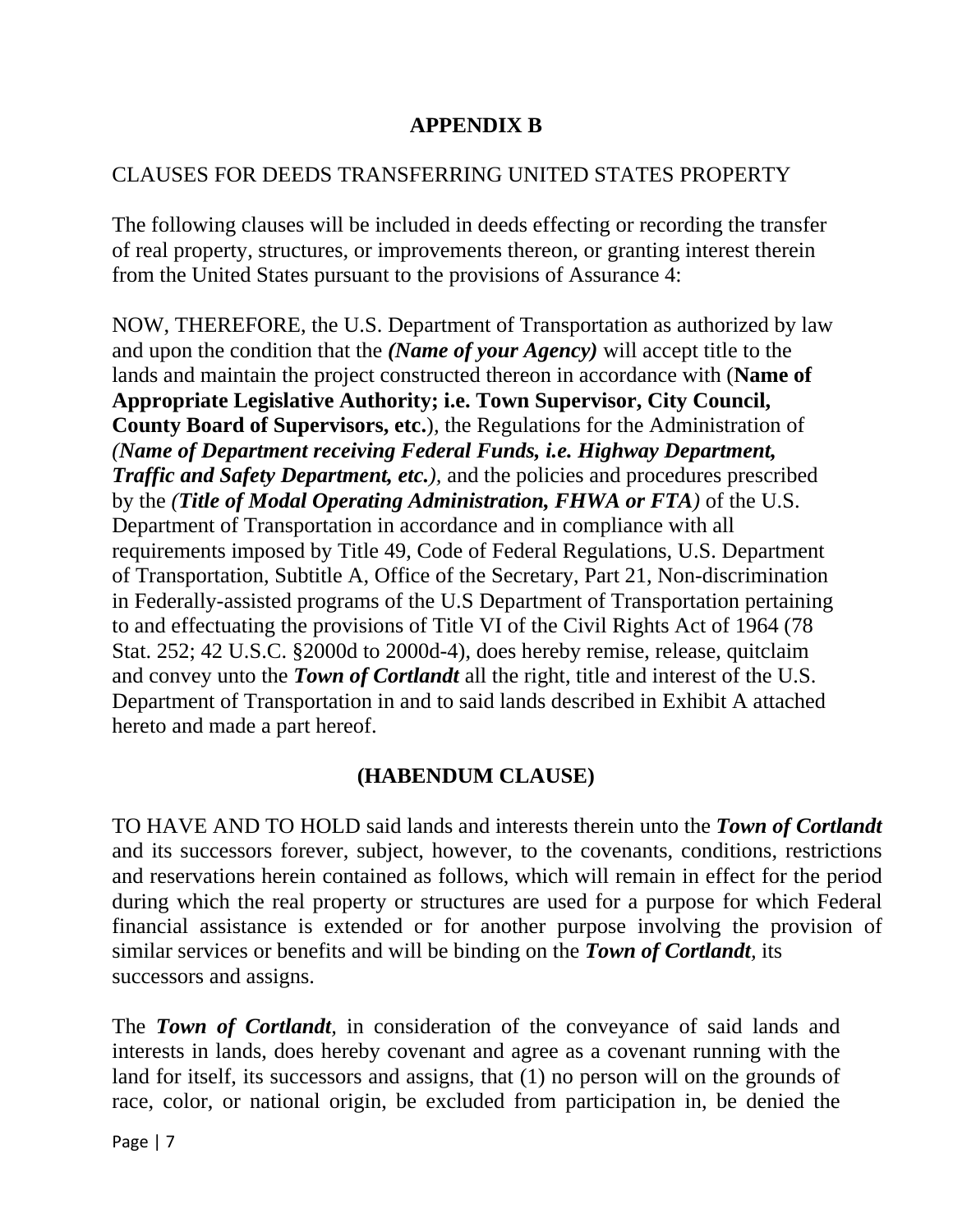# APPENDIX B

CLAUSES FOR DEEDS TRANSFERRING UNITED STATES PROPERTY

The following clauses will be included in deeds effecting or recording the transfer of real property, structures, or improvements thereon, or granting interest therein from the United States pursuant to the provisions of Assurance 4:

NOW, THEREFORE, the U.S. Department of Transportation as authorized by law and upon the condition that the ***(Name of your Agency)*** will accept title to the lands and maintain the project constructed thereon in accordance with (**Name of Appropriate Legislative Authority; i.e. Town Supervisor, City Council, County Board of Supervisors, etc.**), the Regulations for the Administration of *(**Name of Department receiving Federal Funds, i.e. Highway Department, Traffic and Safety Department, etc.**)*, and the policies and procedures prescribed by the *(**Title of Modal Operating Administration, FHWA or FTA**)* of the U.S. Department of Transportation in accordance and in compliance with all requirements imposed by Title 49, Code of Federal Regulations, U.S. Department of Transportation, Subtitle A, Office of the Secretary, Part 21, Non-discrimination in Federally-assisted programs of the U.S Department of Transportation pertaining to and effectuating the provisions of Title VI of the Civil Rights Act of 1964 (78 Stat. 252; 42 U.S.C. §2000d to 2000d-4), does hereby remise, release, quitclaim and convey unto the ***Town of Cortlandt*** all the right, title and interest of the U.S. Department of Transportation in and to said lands described in Exhibit A attached hereto and made a part hereof.

## (HABENDUM CLAUSE)

TO HAVE AND TO HOLD said lands and interests therein unto the ***Town of Cortlandt*** and its successors forever, subject, however, to the covenants, conditions, restrictions and reservations herein contained as follows, which will remain in effect for the period during which the real property or structures are used for a purpose for which Federal financial assistance is extended or for another purpose involving the provision of similar services or benefits and will be binding on the ***Town of Cortlandt***, its successors and assigns.

The ***Town of Cortlandt***, in consideration of the conveyance of said lands and interests in lands, does hereby covenant and agree as a covenant running with the land for itself, its successors and assigns, that (1) no person will on the grounds of race, color, or national origin, be excluded from participation in, be denied the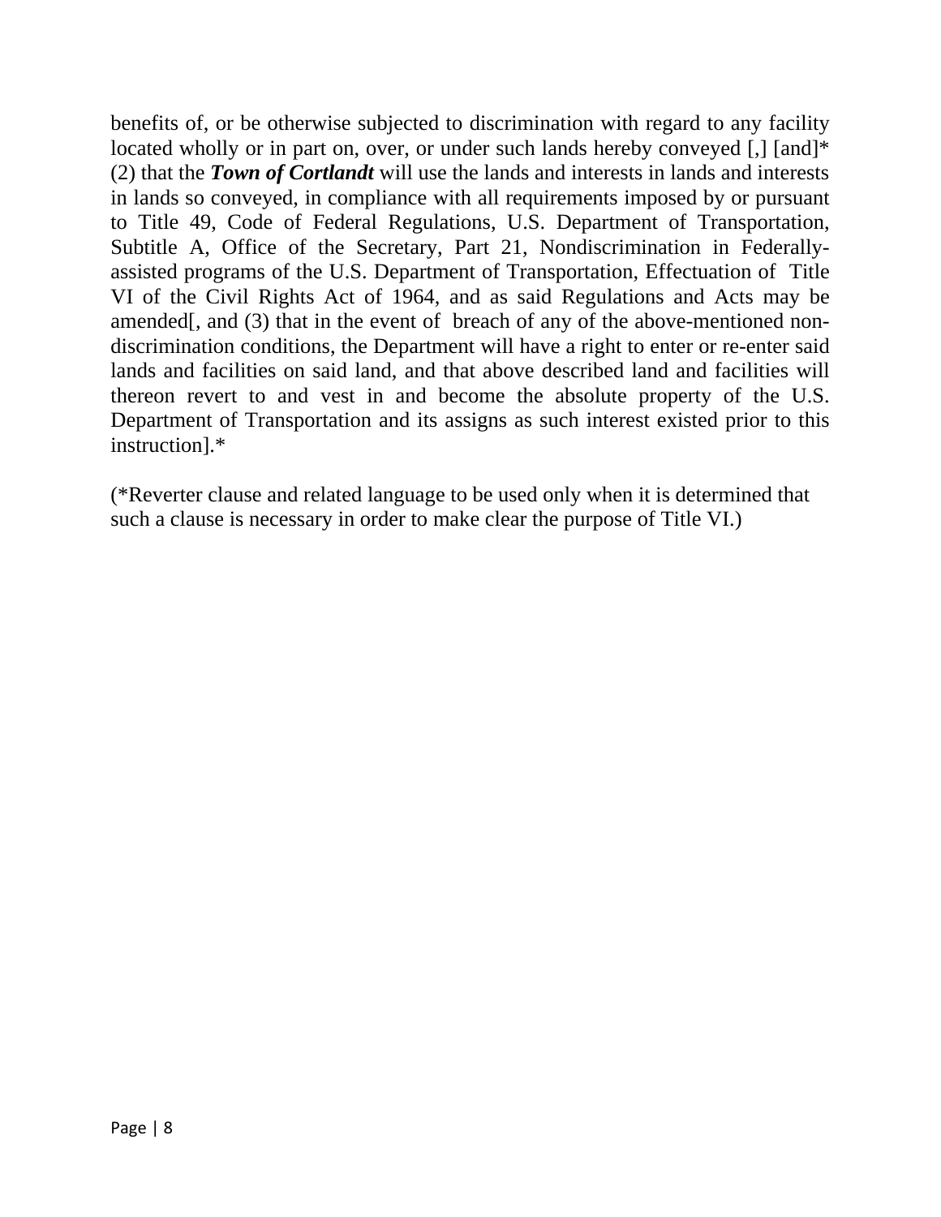benefits of, or be otherwise subjected to discrimination with regard to any facility located wholly or in part on, over, or under such lands hereby conveyed [,] [and]* (2) that the ***Town of Cortlandt*** will use the lands and interests in lands and interests in lands so conveyed, in compliance with all requirements imposed by or pursuant to Title 49, Code of Federal Regulations, U.S. Department of Transportation, Subtitle A, Office of the Secretary, Part 21, Nondiscrimination in Federally-assisted programs of the U.S. Department of Transportation, Effectuation of Title VI of the Civil Rights Act of 1964, and as said Regulations and Acts may be amended[, and (3) that in the event of breach of any of the above-mentioned non-discrimination conditions, the Department will have a right to enter or re-enter said lands and facilities on said land, and that above described land and facilities will thereon revert to and vest in and become the absolute property of the U.S. Department of Transportation and its assigns as such interest existed prior to this instruction].*

(*Reverter clause and related language to be used only when it is determined that such a clause is necessary in order to make clear the purpose of Title VI.)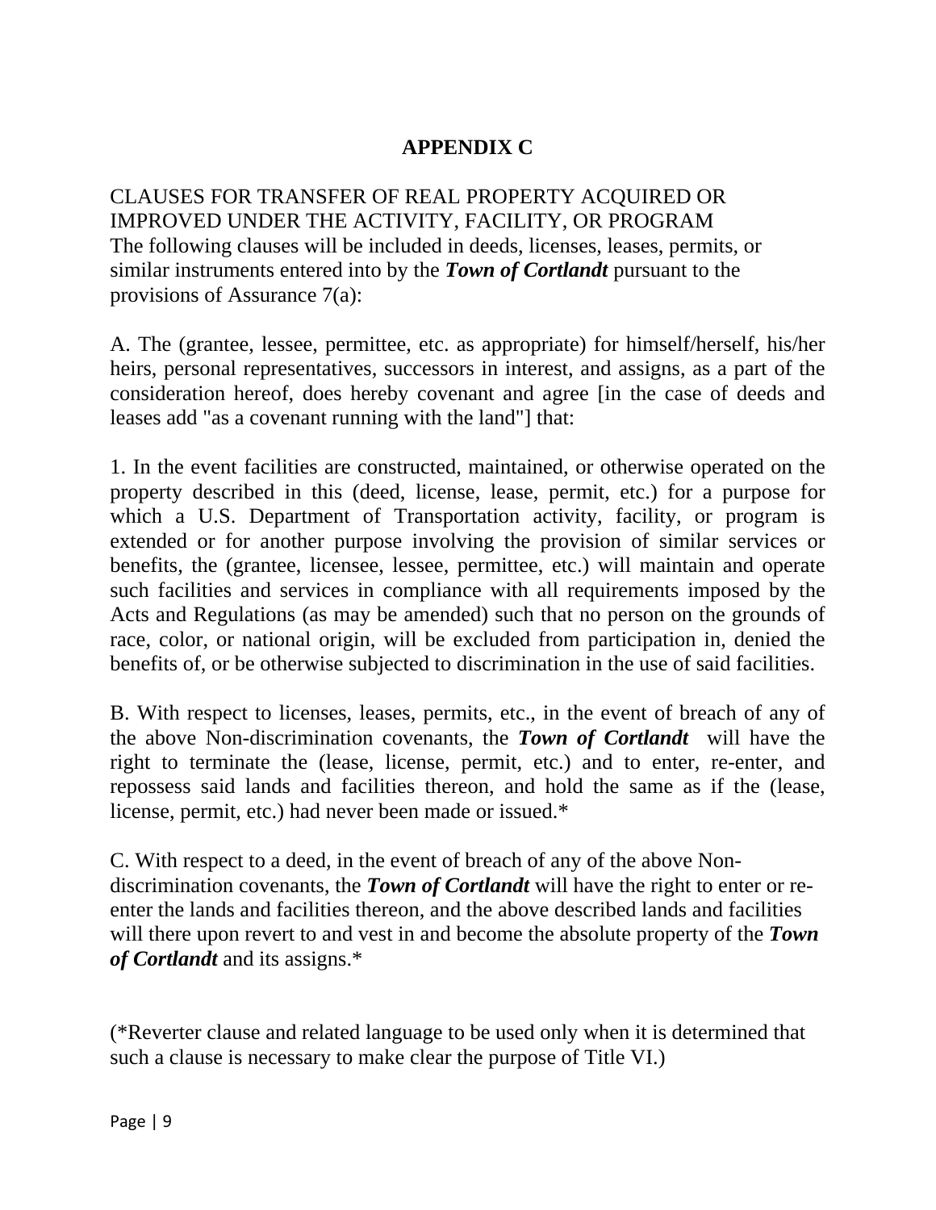# APPENDIX C

CLAUSES FOR TRANSFER OF REAL PROPERTY ACQUIRED OR IMPROVED UNDER THE ACTIVITY, FACILITY, OR PROGRAM

The following clauses will be included in deeds, licenses, leases, permits, or similar instruments entered into by the ***Town of Cortlandt*** pursuant to the provisions of Assurance 7(a):

A. The (grantee, lessee, permittee, etc. as appropriate) for himself/herself, his/her heirs, personal representatives, successors in interest, and assigns, as a part of the consideration hereof, does hereby covenant and agree [in the case of deeds and leases add "as a covenant running with the land"] that:

1. In the event facilities are constructed, maintained, or otherwise operated on the property described in this (deed, license, lease, permit, etc.) for a purpose for which a U.S. Department of Transportation activity, facility, or program is extended or for another purpose involving the provision of similar services or benefits, the (grantee, licensee, lessee, permittee, etc.) will maintain and operate such facilities and services in compliance with all requirements imposed by the Acts and Regulations (as may be amended) such that no person on the grounds of race, color, or national origin, will be excluded from participation in, denied the benefits of, or be otherwise subjected to discrimination in the use of said facilities.

B. With respect to licenses, leases, permits, etc., in the event of breach of any of the above Non-discrimination covenants, the ***Town of Cortlandt*** will have the right to terminate the (lease, license, permit, etc.) and to enter, re-enter, and repossess said lands and facilities thereon, and hold the same as if the (lease, license, permit, etc.) had never been made or issued.*

C. With respect to a deed, in the event of breach of any of the above Non-discrimination covenants, the ***Town of Cortlandt*** will have the right to enter or re-enter the lands and facilities thereon, and the above described lands and facilities will there upon revert to and vest in and become the absolute property of the ***Town of Cortlandt*** and its assigns.*

(*Reverter clause and related language to be used only when it is determined that such a clause is necessary to make clear the purpose of Title VI.)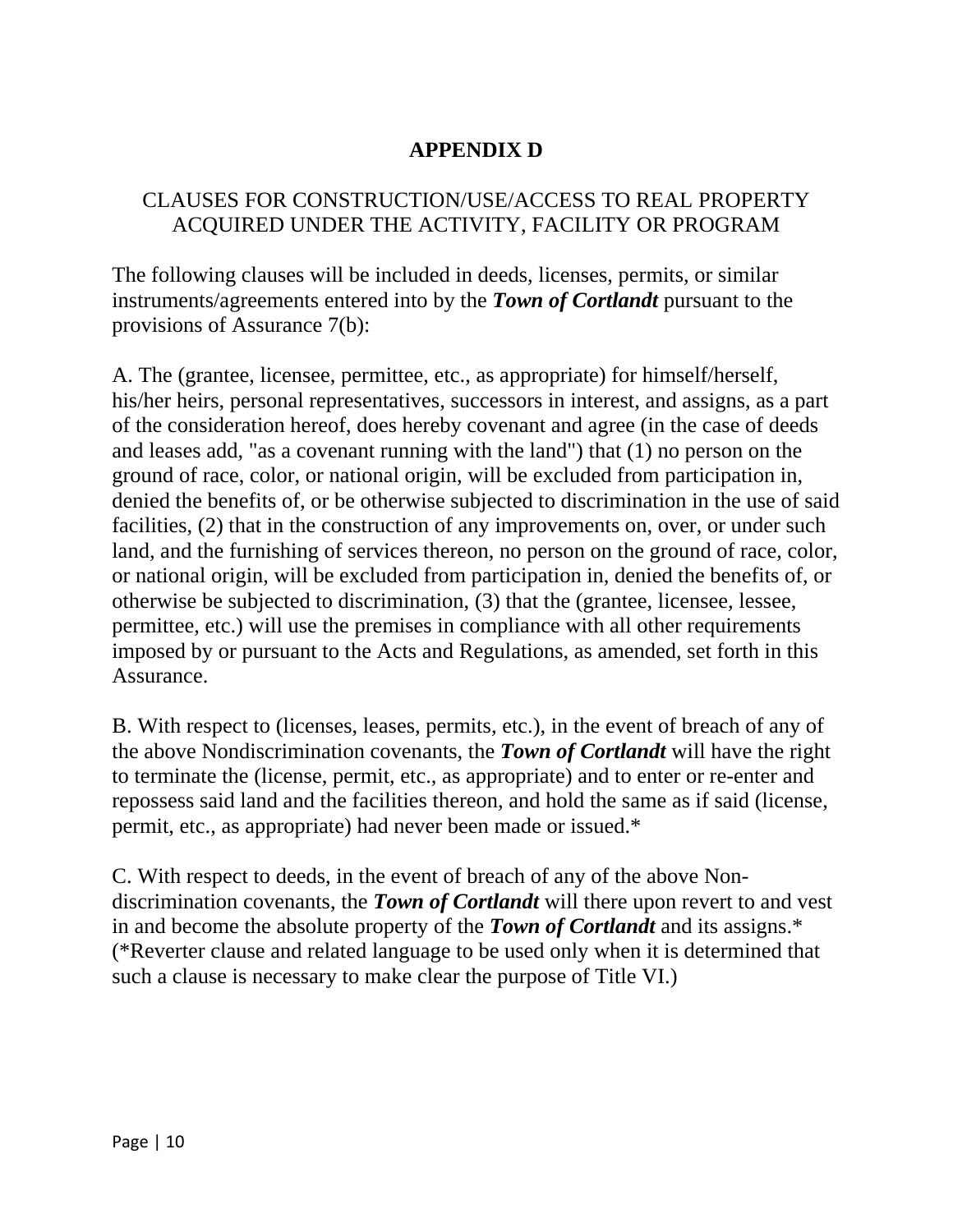# APPENDIX D

## CLAUSES FOR CONSTRUCTION/USE/ACCESS TO REAL PROPERTY ACQUIRED UNDER THE ACTIVITY, FACILITY OR PROGRAM

The following clauses will be included in deeds, licenses, permits, or similar instruments/agreements entered into by the ***Town of Cortlandt*** pursuant to the provisions of Assurance 7(b):

A. The (grantee, licensee, permittee, etc., as appropriate) for himself/herself, his/her heirs, personal representatives, successors in interest, and assigns, as a part of the consideration hereof, does hereby covenant and agree (in the case of deeds and leases add, "as a covenant running with the land") that (1) no person on the ground of race, color, or national origin, will be excluded from participation in, denied the benefits of, or be otherwise subjected to discrimination in the use of said facilities, (2) that in the construction of any improvements on, over, or under such land, and the furnishing of services thereon, no person on the ground of race, color, or national origin, will be excluded from participation in, denied the benefits of, or otherwise be subjected to discrimination, (3) that the (grantee, licensee, lessee, permittee, etc.) will use the premises in compliance with all other requirements imposed by or pursuant to the Acts and Regulations, as amended, set forth in this Assurance.

B. With respect to (licenses, leases, permits, etc.), in the event of breach of any of the above Nondiscrimination covenants, the ***Town of Cortlandt*** will have the right to terminate the (license, permit, etc., as appropriate) and to enter or re-enter and repossess said land and the facilities thereon, and hold the same as if said (license, permit, etc., as appropriate) had never been made or issued.*

C. With respect to deeds, in the event of breach of any of the above Non-discrimination covenants, the ***Town of Cortlandt*** will there upon revert to and vest in and become the absolute property of the ***Town of Cortlandt*** and its assigns.* (*Reverter clause and related language to be used only when it is determined that such a clause is necessary to make clear the purpose of Title VI.)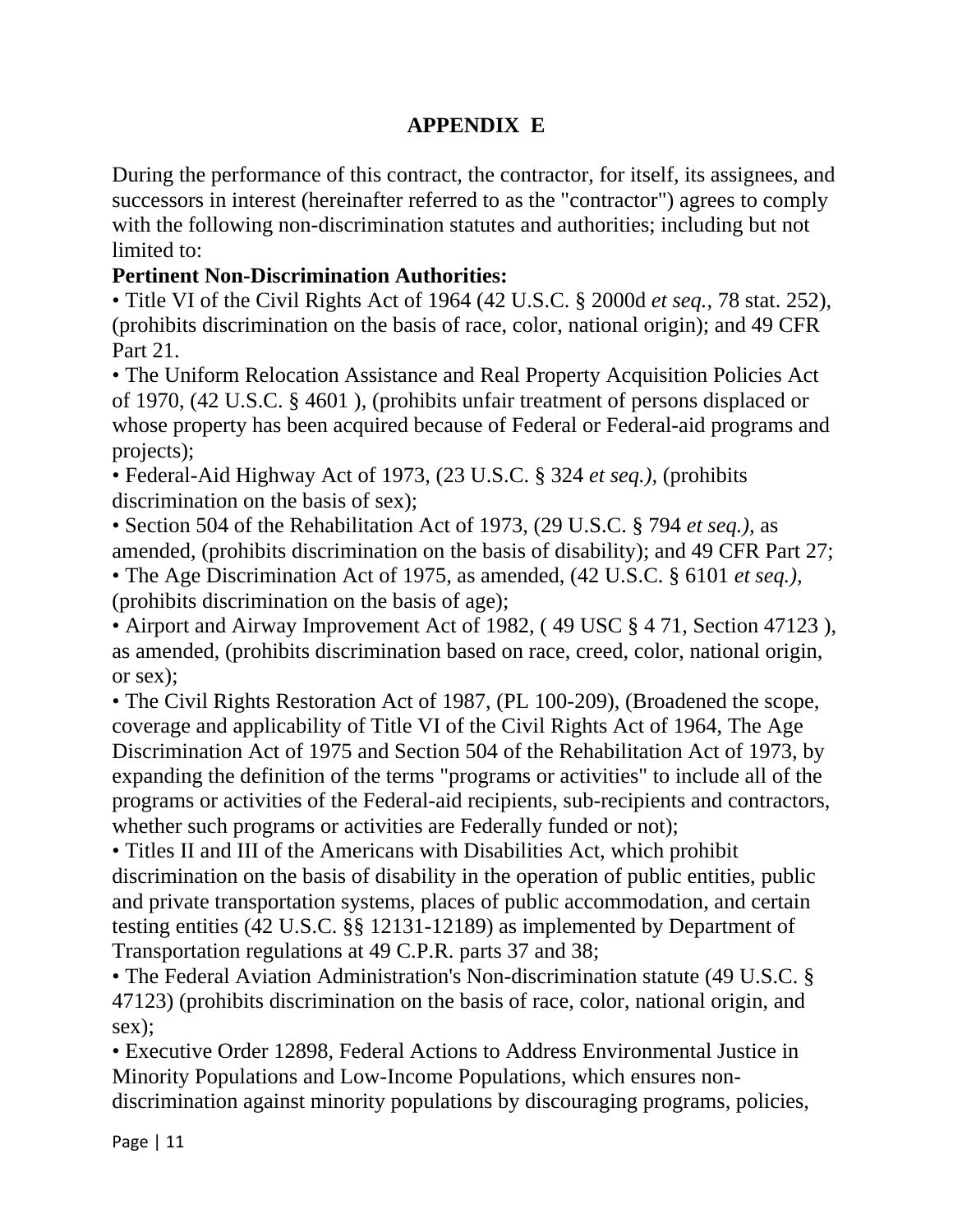# APPENDIX E

During the performance of this contract, the contractor, for itself, its assignees, and successors in interest (hereinafter referred to as the "contractor") agrees to comply with the following non-discrimination statutes and authorities; including but not limited to:

**Pertinent Non-Discrimination Authorities:**

- Title VI of the Civil Rights Act of 1964 (42 U.S.C. § 2000d *et seq.*, 78 stat. 252), (prohibits discrimination on the basis of race, color, national origin); and 49 CFR Part 21.
- The Uniform Relocation Assistance and Real Property Acquisition Policies Act of 1970, (42 U.S.C. § 4601 ), (prohibits unfair treatment of persons displaced or whose property has been acquired because of Federal or Federal-aid programs and projects);
- Federal-Aid Highway Act of 1973, (23 U.S.C. § 324 *et seq.),* (prohibits discrimination on the basis of sex);
- Section 504 of the Rehabilitation Act of 1973, (29 U.S.C. § 794 *et seq.),* as amended, (prohibits discrimination on the basis of disability); and 49 CFR Part 27;
- The Age Discrimination Act of 1975, as amended, (42 U.S.C. § 6101 *et seq.),* (prohibits discrimination on the basis of age);
- Airport and Airway Improvement Act of 1982, ( 49 USC § 4 71, Section 47123 ), as amended, (prohibits discrimination based on race, creed, color, national origin, or sex);
- The Civil Rights Restoration Act of 1987, (PL 100-209), (Broadened the scope, coverage and applicability of Title VI of the Civil Rights Act of 1964, The Age Discrimination Act of 1975 and Section 504 of the Rehabilitation Act of 1973, by expanding the definition of the terms "programs or activities" to include all of the programs or activities of the Federal-aid recipients, sub-recipients and contractors, whether such programs or activities are Federally funded or not);
- Titles II and III of the Americans with Disabilities Act, which prohibit discrimination on the basis of disability in the operation of public entities, public and private transportation systems, places of public accommodation, and certain testing entities (42 U.S.C. §§ 12131-12189) as implemented by Department of Transportation regulations at 49 C.P.R. parts 37 and 38;
- The Federal Aviation Administration's Non-discrimination statute (49 U.S.C. § 47123) (prohibits discrimination on the basis of race, color, national origin, and sex);
- Executive Order 12898, Federal Actions to Address Environmental Justice in Minority Populations and Low-Income Populations, which ensures non-discrimination against minority populations by discouraging programs, policies,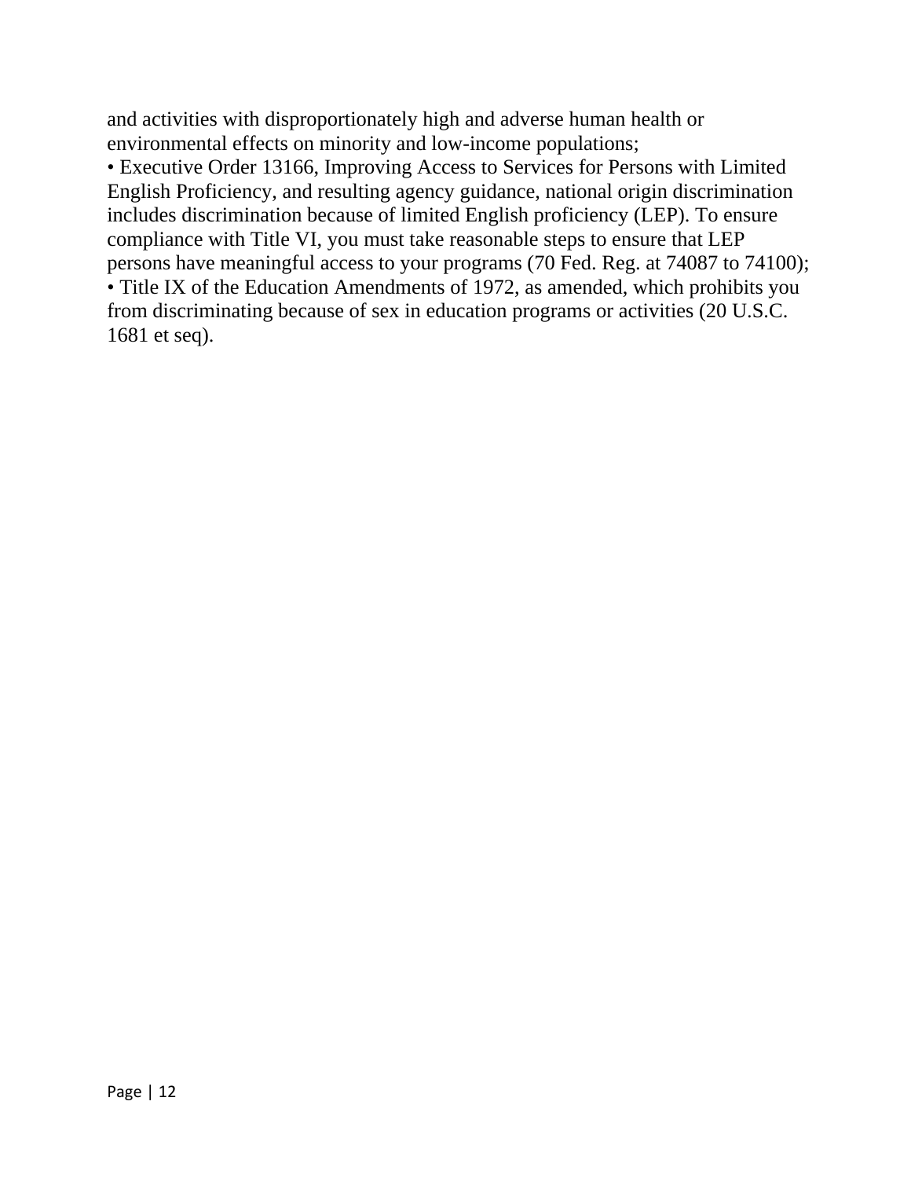and activities with disproportionately high and adverse human health or environmental effects on minority and low-income populations;

- Executive Order 13166, Improving Access to Services for Persons with Limited English Proficiency, and resulting agency guidance, national origin discrimination includes discrimination because of limited English proficiency (LEP). To ensure compliance with Title VI, you must take reasonable steps to ensure that LEP persons have meaningful access to your programs (70 Fed. Reg. at 74087 to 74100);
- Title IX of the Education Amendments of 1972, as amended, which prohibits you from discriminating because of sex in education programs or activities (20 U.S.C. 1681 et seq).